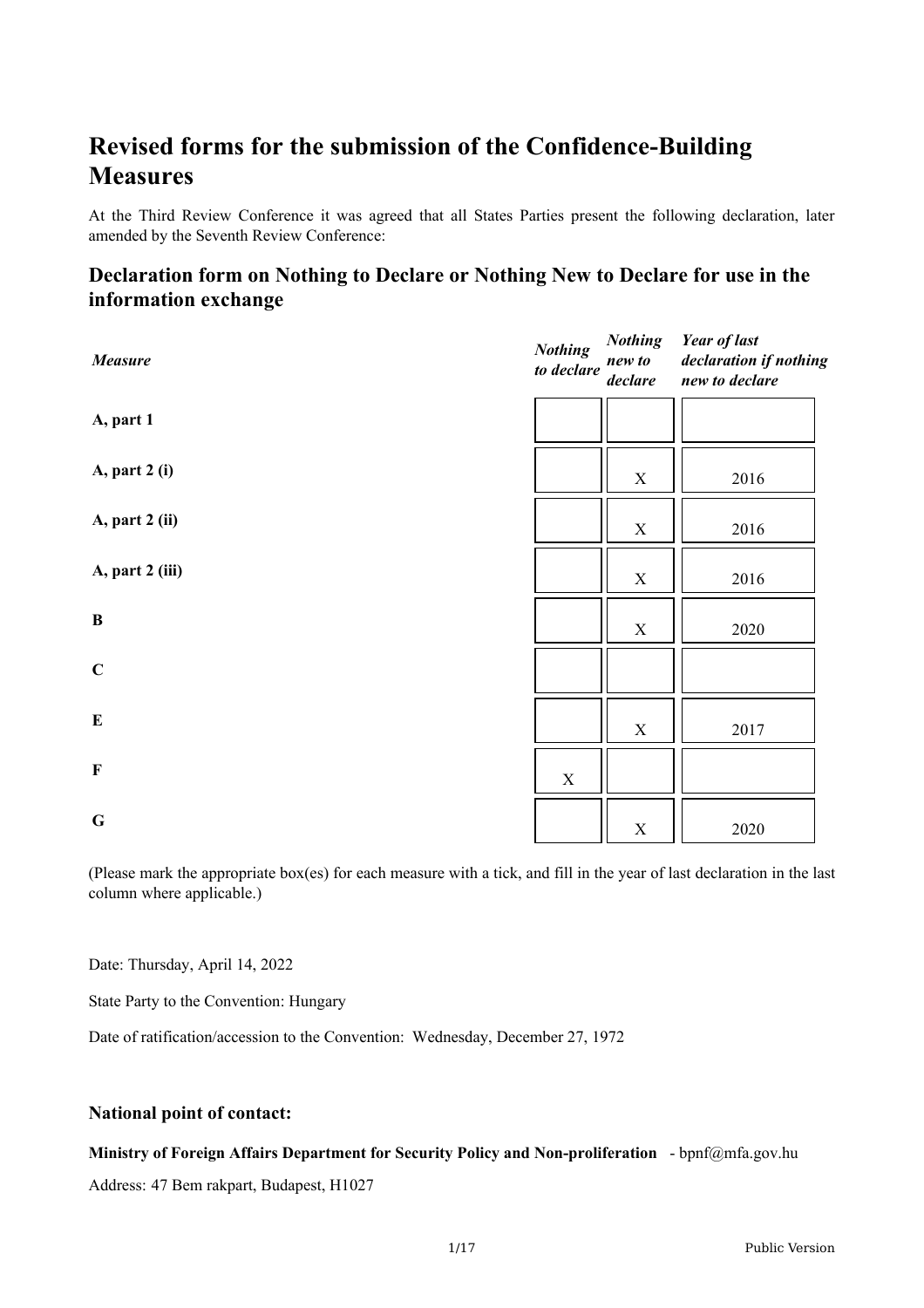# Revised forms for the submission of the Confidence-Building Measures

At the Third Review Conference it was agreed that all States Parties present the following declaration, later amended by the Seventh Review Conference:

## Declaration form on Nothing to Declare or Nothing New to Declare for use in the information exchange

| *Measure* | *Nothing to declare* | *Nothing new to declare* | *Year of last declaration if nothing new to declare* |
|---|---|---|---|
| **A, part 1** | | | |
| **A, part 2 (i)** | | X | 2016 |
| **A, part 2 (ii)** | | X | 2016 |
| **A, part 2 (iii)** | | X | 2016 |
| **B** | | X | 2020 |
| **C** | | | |
| **E** | | X | 2017 |
| **F** | X | | |
| **G** | | X | 2020 |

(Please mark the appropriate box(es) for each measure with a tick, and fill in the year of last declaration in the last column where applicable.)

Date: Thursday, April 14, 2022

State Party to the Convention: Hungary

Date of ratification/accession to the Convention: Wednesday, December 27, 1972

### National point of contact:

**Ministry of Foreign Affairs Department for Security Policy and Non-proliferation** - bpnf@mfa.gov.hu

Address: 47 Bem rakpart, Budapest, H1027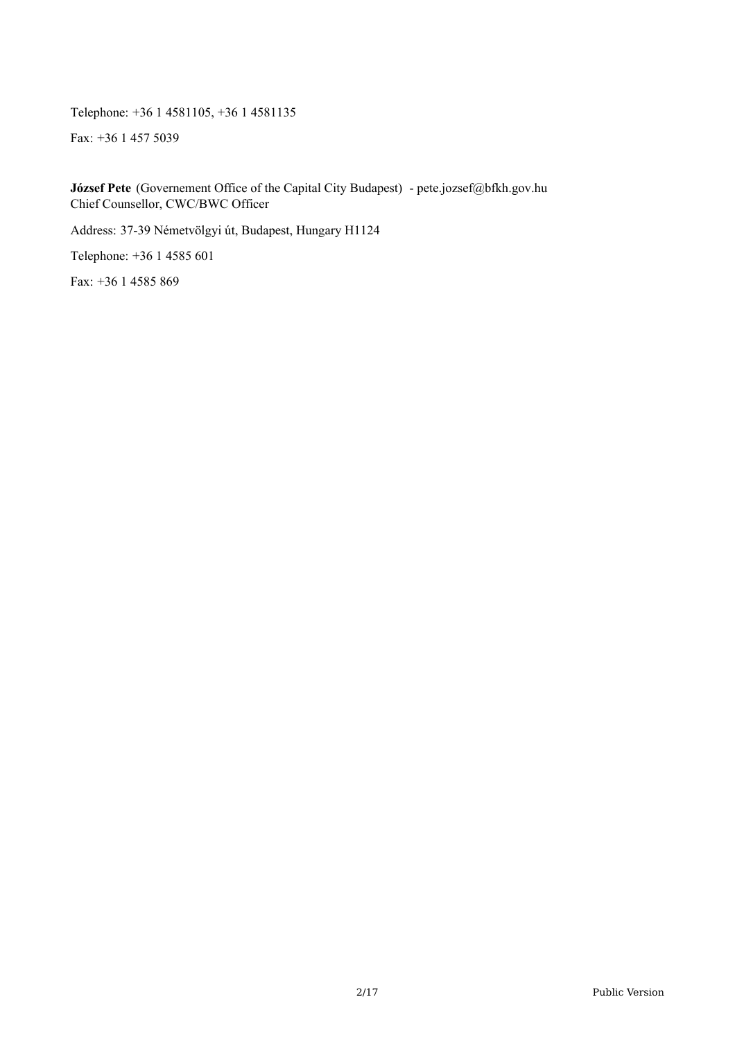Telephone: +36 1 4581105, +36 1 4581135

Fax: +36 1 457 5039

**József Pete** (Governement Office of the Capital City Budapest) - pete.jozsef@bfkh.gov.hu
Chief Counsellor, CWC/BWC Officer

Address: 37-39 Németvölgyi út, Budapest, Hungary H1124

Telephone: +36 1 4585 601

Fax: +36 1 4585 869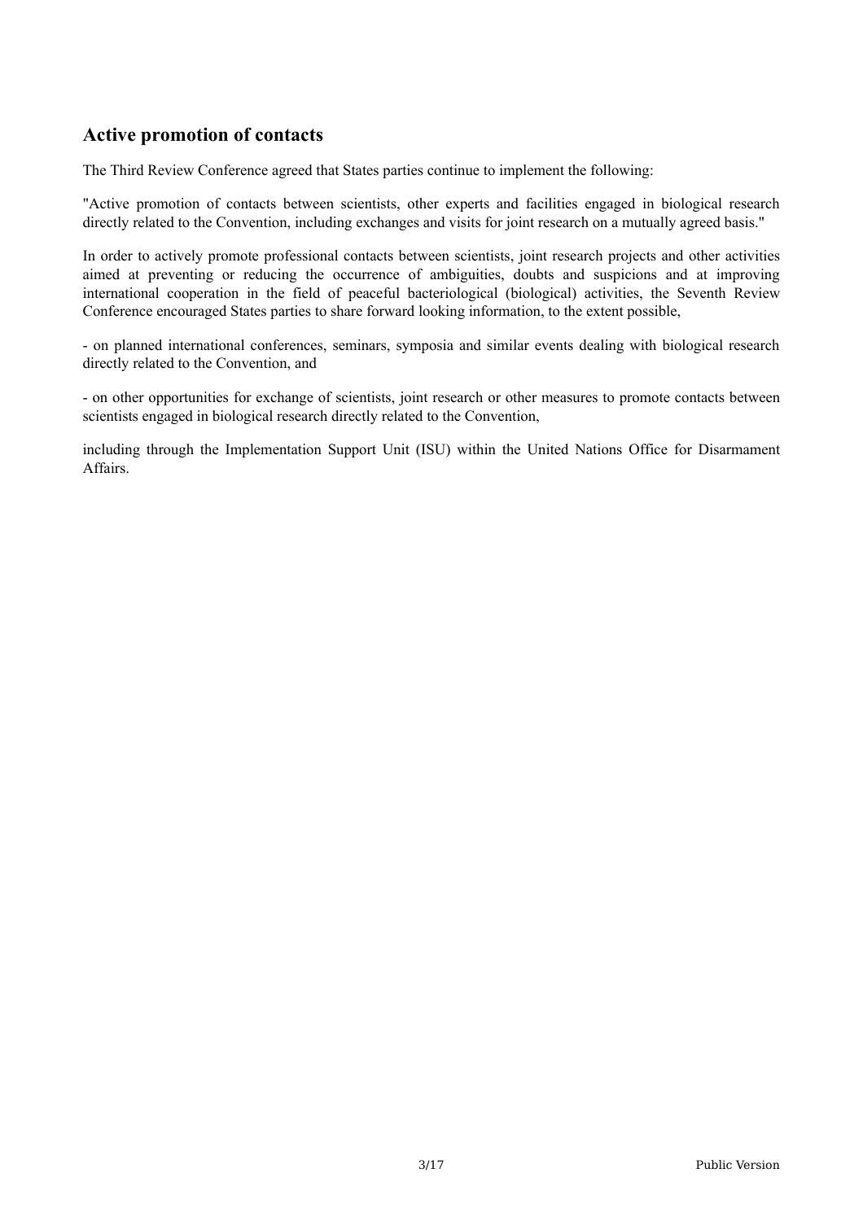## Active promotion of contacts

The Third Review Conference agreed that States parties continue to implement the following:

"Active promotion of contacts between scientists, other experts and facilities engaged in biological research directly related to the Convention, including exchanges and visits for joint research on a mutually agreed basis."

In order to actively promote professional contacts between scientists, joint research projects and other activities aimed at preventing or reducing the occurrence of ambiguities, doubts and suspicions and at improving international cooperation in the field of peaceful bacteriological (biological) activities, the Seventh Review Conference encouraged States parties to share forward looking information, to the extent possible,

- on planned international conferences, seminars, symposia and similar events dealing with biological research directly related to the Convention, and

- on other opportunities for exchange of scientists, joint research or other measures to promote contacts between scientists engaged in biological research directly related to the Convention,

including through the Implementation Support Unit (ISU) within the United Nations Office for Disarmament Affairs.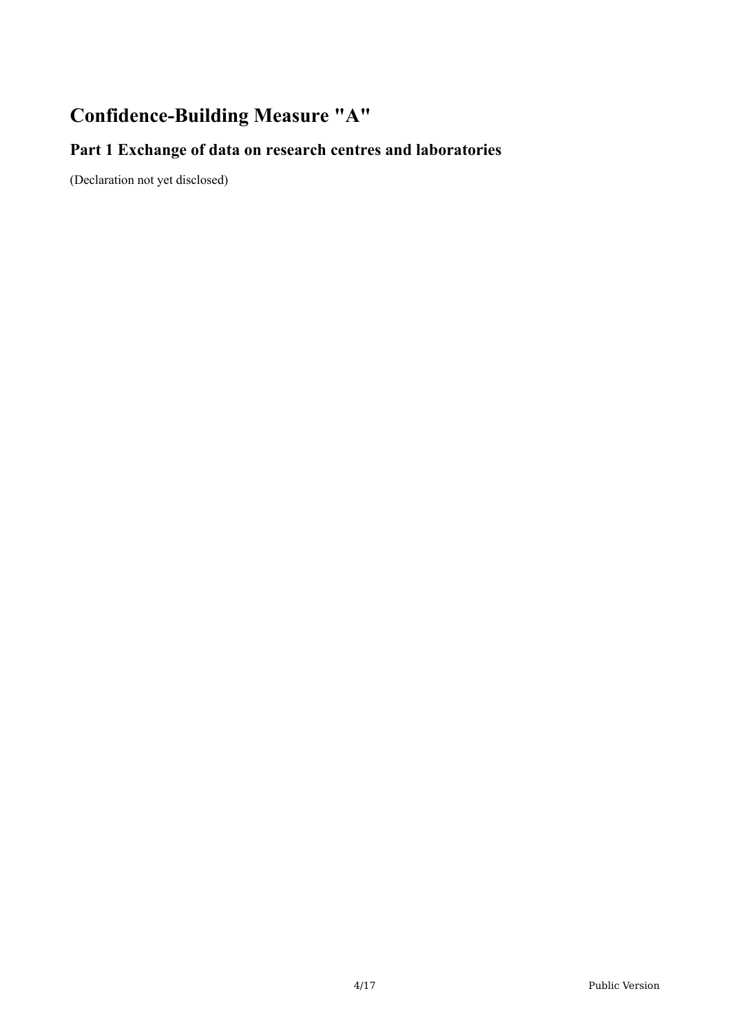# Confidence-Building Measure "A"

## Part 1 Exchange of data on research centres and laboratories

(Declaration not yet disclosed)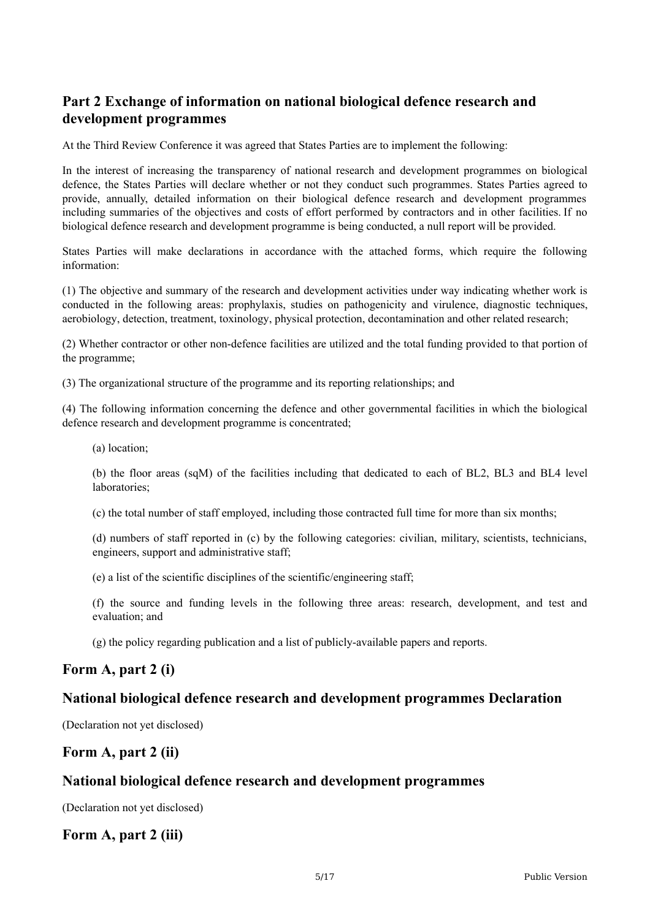## Part 2 Exchange of information on national biological defence research and development programmes

At the Third Review Conference it was agreed that States Parties are to implement the following:

In the interest of increasing the transparency of national research and development programmes on biological defence, the States Parties will declare whether or not they conduct such programmes. States Parties agreed to provide, annually, detailed information on their biological defence research and development programmes including summaries of the objectives and costs of effort performed by contractors and in other facilities. If no biological defence research and development programme is being conducted, a null report will be provided.

States Parties will make declarations in accordance with the attached forms, which require the following information:

(1) The objective and summary of the research and development activities under way indicating whether work is conducted in the following areas: prophylaxis, studies on pathogenicity and virulence, diagnostic techniques, aerobiology, detection, treatment, toxinology, physical protection, decontamination and other related research;

(2) Whether contractor or other non-defence facilities are utilized and the total funding provided to that portion of the programme;

(3) The organizational structure of the programme and its reporting relationships; and

(4) The following information concerning the defence and other governmental facilities in which the biological defence research and development programme is concentrated;

(a) location;

(b) the floor areas (sqM) of the facilities including that dedicated to each of BL2, BL3 and BL4 level laboratories;

(c) the total number of staff employed, including those contracted full time for more than six months;

(d) numbers of staff reported in (c) by the following categories: civilian, military, scientists, technicians, engineers, support and administrative staff;

(e) a list of the scientific disciplines of the scientific/engineering staff;

(f) the source and funding levels in the following three areas: research, development, and test and evaluation; and

(g) the policy regarding publication and a list of publicly-available papers and reports.

## Form A, part 2 (i)

## National biological defence research and development programmes Declaration

(Declaration not yet disclosed)

## Form A, part 2 (ii)

## National biological defence research and development programmes

(Declaration not yet disclosed)

## Form A, part 2 (iii)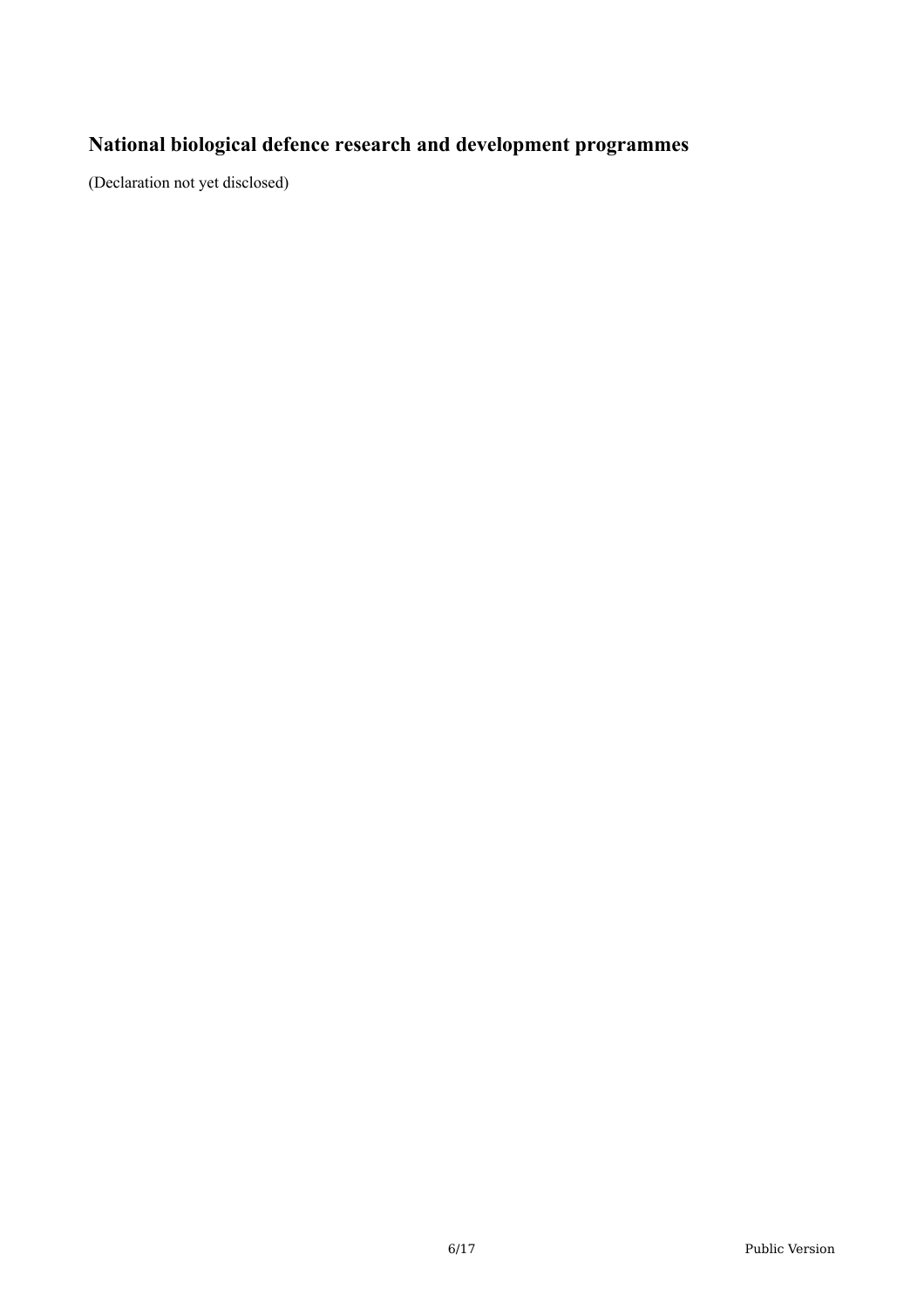## National biological defence research and development programmes

(Declaration not yet disclosed)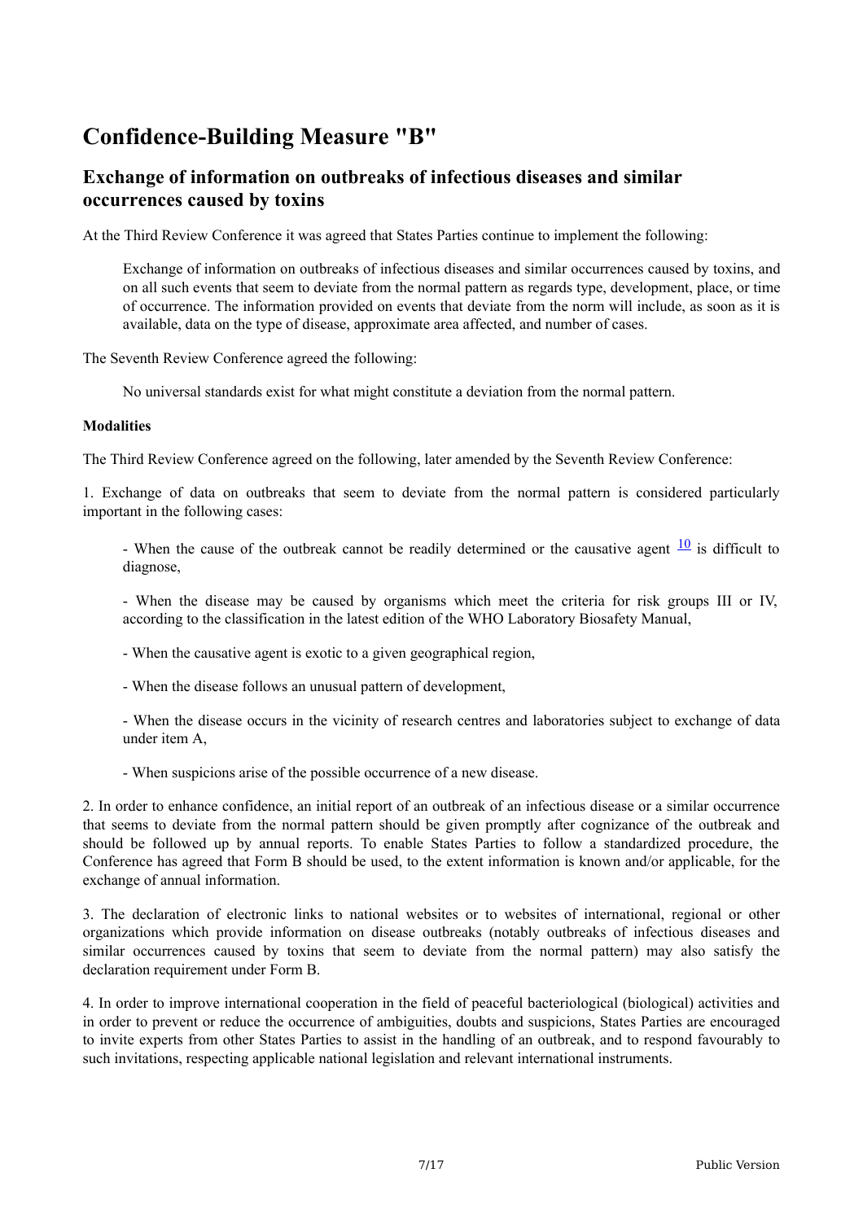# Confidence-Building Measure "B"

## Exchange of information on outbreaks of infectious diseases and similar occurrences caused by toxins

At the Third Review Conference it was agreed that States Parties continue to implement the following:

> Exchange of information on outbreaks of infectious diseases and similar occurrences caused by toxins, and on all such events that seem to deviate from the normal pattern as regards type, development, place, or time of occurrence. The information provided on events that deviate from the norm will include, as soon as it is available, data on the type of disease, approximate area affected, and number of cases.

The Seventh Review Conference agreed the following:

> No universal standards exist for what might constitute a deviation from the normal pattern.

**Modalities**

The Third Review Conference agreed on the following, later amended by the Seventh Review Conference:

1. Exchange of data on outbreaks that seem to deviate from the normal pattern is considered particularly important in the following cases:

   - When the cause of the outbreak cannot be readily determined or the causative agent [10] is difficult to diagnose,
   - When the disease may be caused by organisms which meet the criteria for risk groups III or IV, according to the classification in the latest edition of the WHO Laboratory Biosafety Manual,
   - When the causative agent is exotic to a given geographical region,
   - When the disease follows an unusual pattern of development,
   - When the disease occurs in the vicinity of research centres and laboratories subject to exchange of data under item A,
   - When suspicions arise of the possible occurrence of a new disease.

2. In order to enhance confidence, an initial report of an outbreak of an infectious disease or a similar occurrence that seems to deviate from the normal pattern should be given promptly after cognizance of the outbreak and should be followed up by annual reports. To enable States Parties to follow a standardized procedure, the Conference has agreed that Form B should be used, to the extent information is known and/or applicable, for the exchange of annual information.

3. The declaration of electronic links to national websites or to websites of international, regional or other organizations which provide information on disease outbreaks (notably outbreaks of infectious diseases and similar occurrences caused by toxins that seem to deviate from the normal pattern) may also satisfy the declaration requirement under Form B.

4. In order to improve international cooperation in the field of peaceful bacteriological (biological) activities and in order to prevent or reduce the occurrence of ambiguities, doubts and suspicions, States Parties are encouraged to invite experts from other States Parties to assist in the handling of an outbreak, and to respond favourably to such invitations, respecting applicable national legislation and relevant international instruments.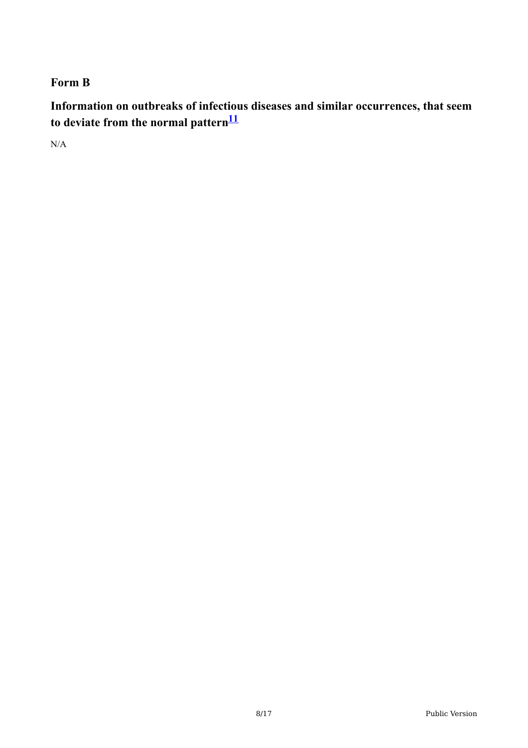## Form B

## Information on outbreaks of infectious diseases and similar occurrences, that seem to deviate from the normal pattern[11]

N/A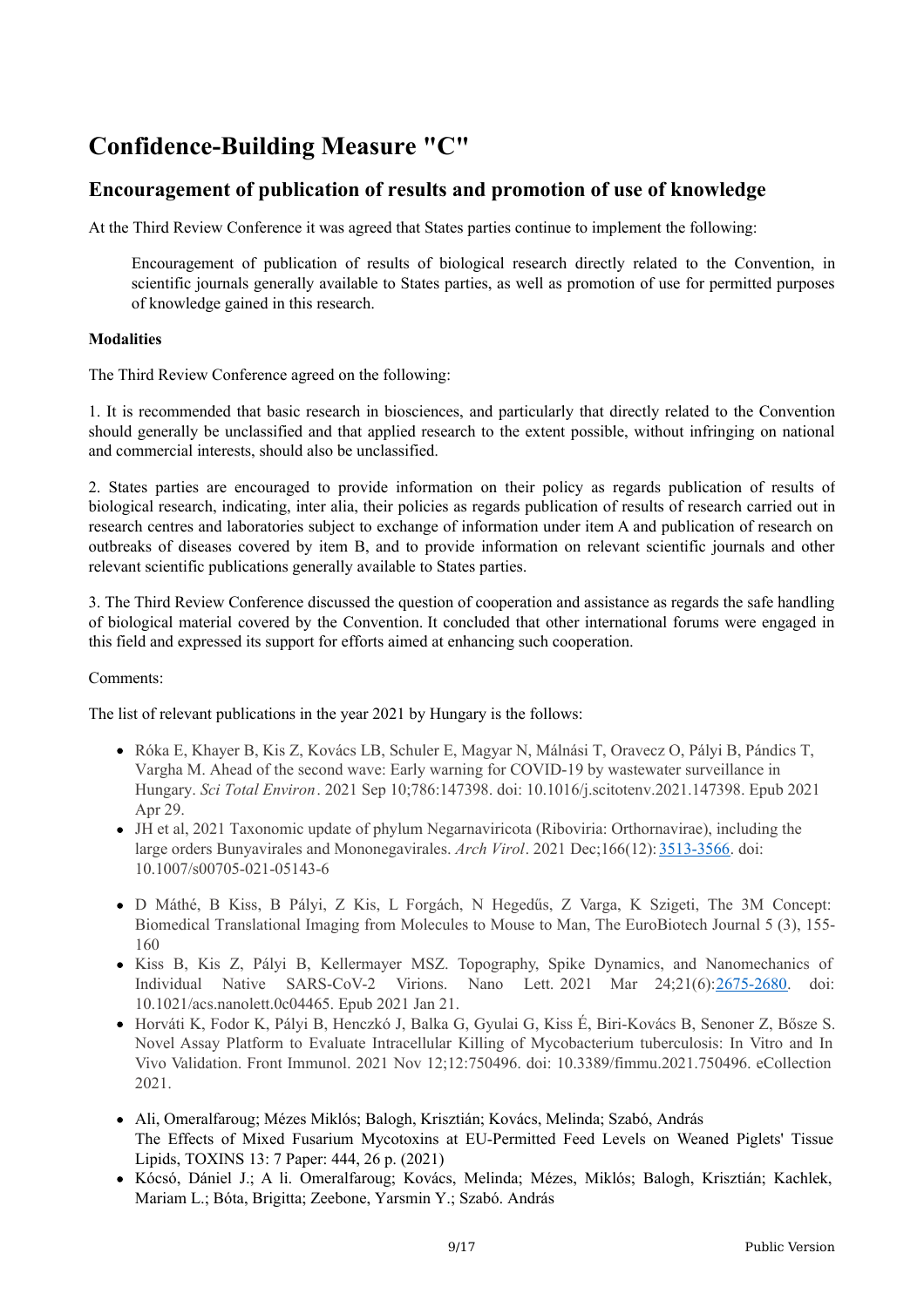# Confidence-Building Measure "C"

## Encouragement of publication of results and promotion of use of knowledge

At the Third Review Conference it was agreed that States parties continue to implement the following:

> Encouragement of publication of results of biological research directly related to the Convention, in scientific journals generally available to States parties, as well as promotion of use for permitted purposes of knowledge gained in this research.

**Modalities**

The Third Review Conference agreed on the following:

1. It is recommended that basic research in biosciences, and particularly that directly related to the Convention should generally be unclassified and that applied research to the extent possible, without infringing on national and commercial interests, should also be unclassified.

2. States parties are encouraged to provide information on their policy as regards publication of results of biological research, indicating, inter alia, their policies as regards publication of results of research carried out in research centres and laboratories subject to exchange of information under item A and publication of research on outbreaks of diseases covered by item B, and to provide information on relevant scientific journals and other relevant scientific publications generally available to States parties.

3. The Third Review Conference discussed the question of cooperation and assistance as regards the safe handling of biological material covered by the Convention. It concluded that other international forums were engaged in this field and expressed its support for efforts aimed at enhancing such cooperation.

Comments:

The list of relevant publications in the year 2021 by Hungary is the follows:

- Róka E, Khayer B, Kis Z, Kovács LB, Schuler E, Magyar N, Málnási T, Oravecz O, Pályi B, Pándics T, Vargha M. Ahead of the second wave: Early warning for COVID-19 by wastewater surveillance in Hungary. *Sci Total Environ*. 2021 Sep 10;786:147398. doi: 10.1016/j.scitotenv.2021.147398. Epub 2021 Apr 29.
- JH et al, 2021 Taxonomic update of phylum Negarnaviricota (Riboviria: Orthornavirae), including the large orders Bunyavirales and Mononegavirales. *Arch Virol*. 2021 Dec;166(12): 3513-3566. doi: 10.1007/s00705-021-05143-6
- D Máthé, B Kiss, B Pályi, Z Kis, L Forgách, N Hegedűs, Z Varga, K Szigeti, The 3M Concept: Biomedical Translational Imaging from Molecules to Mouse to Man, The EuroBiotech Journal 5 (3), 155-160
- Kiss B, Kis Z, Pályi B, Kellermayer MSZ. Topography, Spike Dynamics, and Nanomechanics of Individual Native SARS-CoV-2 Virions. Nano Lett. 2021 Mar 24;21(6):2675-2680. doi: 10.1021/acs.nanolett.0c04465. Epub 2021 Jan 21.
- Horváti K, Fodor K, Pályi B, Henczkó J, Balka G, Gyulai G, Kiss É, Biri-Kovács B, Senoner Z, Bősze S. Novel Assay Platform to Evaluate Intracellular Killing of Mycobacterium tuberculosis: In Vitro and In Vivo Validation. Front Immunol. 2021 Nov 12;12:750496. doi: 10.3389/fimmu.2021.750496. eCollection 2021.
- Ali, Omeralfaroug; Mézes Miklós; Balogh, Krisztián; Kovács, Melinda; Szabó, András
  The Effects of Mixed Fusarium Mycotoxins at EU-Permitted Feed Levels on Weaned Piglets' Tissue Lipids, TOXINS 13: 7 Paper: 444, 26 p. (2021)
- Kócsó, Dániel J.; A li. Omeralfaroug; Kovács, Melinda; Mézes, Miklós; Balogh, Krisztián; Kachlek, Mariam L.; Bóta, Brigitta; Zeebone, Yarsmin Y.; Szabó. András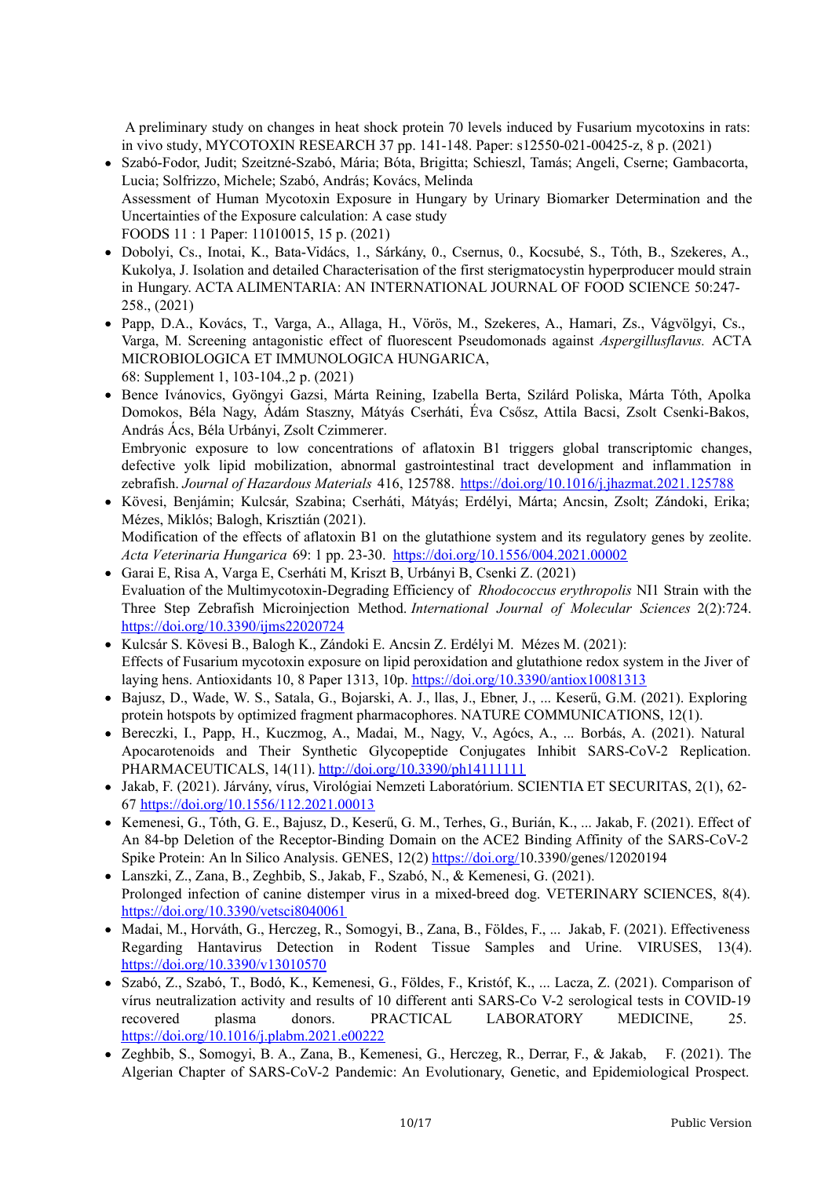A preliminary study on changes in heat shock protein 70 levels induced by Fusarium mycotoxins in rats: in vivo study, MYCOTOXIN RESEARCH 37 pp. 141-148. Paper: s12550-021-00425-z, 8 p. (2021)

- Szabó-Fodor, Judit; Szeitzné-Szabó, Mária; Bóta, Brigitta; Schieszl, Tamás; Angeli, Cserne; Gambacorta, Lucia; Solfrizzo, Michele; Szabó, András; Kovács, Melinda
  Assessment of Human Mycotoxin Exposure in Hungary by Urinary Biomarker Determination and the Uncertainties of the Exposure calculation: A case study
  FOODS 11 : 1 Paper: 11010015, 15 p. (2021)
- Dobolyi, Cs., Inotai, K., Bata-Vidács, 1., Sárkány, 0., Csernus, 0., Kocsubé, S., Tóth, B., Szekeres, A., Kukolya, J. Isolation and detailed Characterisation of the first sterigmatocystin hyperproducer mould strain in Hungary. ACTA ALIMENTARIA: AN INTERNATIONAL JOURNAL OF FOOD SCIENCE 50:247-258., (2021)
- Papp, D.A., Kovács, T., Varga, A., Allaga, H., Vörös, M., Szekeres, A., Hamari, Zs., Vágvölgyi, Cs., Varga, M. Screening antagonistic effect of fluorescent Pseudomonads against *Aspergillusflavus.* ACTA MICROBIOLOGICA ET IMMUNOLOGICA HUNGARICA,
  68: Supplement 1, 103-104.,2 p. (2021)
- Bence Ivánovics, Gyöngyi Gazsi, Márta Reining, Izabella Berta, Szilárd Poliska, Márta Tóth, Apolka Domokos, Béla Nagy, Ádám Staszny, Mátyás Cserháti, Éva Csősz, Attila Bacsi, Zsolt Csenki-Bakos, András Ács, Béla Urbányi, Zsolt Czimmerer.
  Embryonic exposure to low concentrations of aflatoxin B1 triggers global transcriptomic changes, defective yolk lipid mobilization, abnormal gastrointestinal tract development and inflammation in zebrafish. *Journal of Hazardous Materials* 416, 125788. https://doi.org/10.1016/j.jhazmat.2021.125788
- Kövesi, Benjámin; Kulcsár, Szabina; Cserháti, Mátyás; Erdélyi, Márta; Ancsin, Zsolt; Zándoki, Erika; Mézes, Miklós; Balogh, Krisztián (2021).
  Modification of the effects of aflatoxin B1 on the glutathione system and its regulatory genes by zeolite. *Acta Veterinaria Hungarica* 69: 1 pp. 23-30. https://doi.org/10.1556/004.2021.00002
- Garai E, Risa A, Varga E, Cserháti M, Kriszt B, Urbányi B, Csenki Z. (2021)
  Evaluation of the Multimycotoxin-Degrading Efficiency of *Rhodococcus erythropolis* NI1 Strain with the Three Step Zebrafish Microinjection Method. *International Journal of Molecular Sciences* 2(2):724. https://doi.org/10.3390/ijms22020724
- Kulcsár S. Kövesi B., Balogh K., Zándoki E. Ancsin Z. Erdélyi M. Mézes M. (2021):
  Effects of Fusarium mycotoxin exposure on lipid peroxidation and glutathione redox system in the Jiver of laying hens. Antioxidants 10, 8 Paper 1313, 10p. https://doi.org/10.3390/antiox10081313
- Bajusz, D., Wade, W. S., Satala, G., Bojarski, A. J., llas, J., Ebner, J., ... Keserű, G.M. (2021). Exploring protein hotspots by optimized fragment pharmacophores. NATURE COMMUNICATIONS, 12(1).
- Bereczki, I., Papp, H., Kuczmog, A., Madai, M., Nagy, V., Agócs, A., ... Borbás, A. (2021). Natural Apocarotenoids and Their Synthetic Glycopeptide Conjugates Inhibit SARS-CoV-2 Replication. PHARMACEUTICALS, 14(11). http://doi.org/10.3390/ph14111111
- Jakab, F. (2021). Járvány, vírus, Virológiai Nemzeti Laboratórium. SCIENTIA ET SECURITAS, 2(1), 62-67 https://doi.org/10.1556/112.2021.00013
- Kemenesi, G., Tóth, G. E., Bajusz, D., Keserű, G. M., Terhes, G., Burián, K., ... Jakab, F. (2021). Effect of An 84-bp Deletion of the Receptor-Binding Domain on the ACE2 Binding Affinity of the SARS-CoV-2 Spike Protein: An ln Silico Analysis. GENES, 12(2) https://doi.org/10.3390/genes/12020194
- Lanszki, Z., Zana, B., Zeghbib, S., Jakab, F., Szabó, N., & Kemenesi, G. (2021).
  Prolonged infection of canine distemper virus in a mixed-breed dog. VETERINARY SCIENCES, 8(4). https://doi.org/10.3390/vetsci8040061
- Madai, M., Horváth, G., Herczeg, R., Somogyi, B., Zana, B., Földes, F., ... Jakab, F. (2021). Effectiveness Regarding Hantavirus Detection in Rodent Tissue Samples and Urine. VIRUSES, 13(4). https://doi.org/10.3390/v13010570
- Szabó, Z., Szabó, T., Bodó, K., Kemenesi, G., Földes, F., Kristóf, K., ... Lacza, Z. (2021). Comparison of vírus neutralization activity and results of 10 different anti SARS-Co V-2 serological tests in COVID-19 recovered plasma donors. PRACTICAL LABORATORY MEDICINE, 25. https://doi.org/10.1016/j.plabm.2021.e00222
- Zeghbib, S., Somogyi, B. A., Zana, B., Kemenesi, G., Herczeg, R., Derrar, F., & Jakab, F. (2021). The Algerian Chapter of SARS-CoV-2 Pandemic: An Evolutionary, Genetic, and Epidemiological Prospect.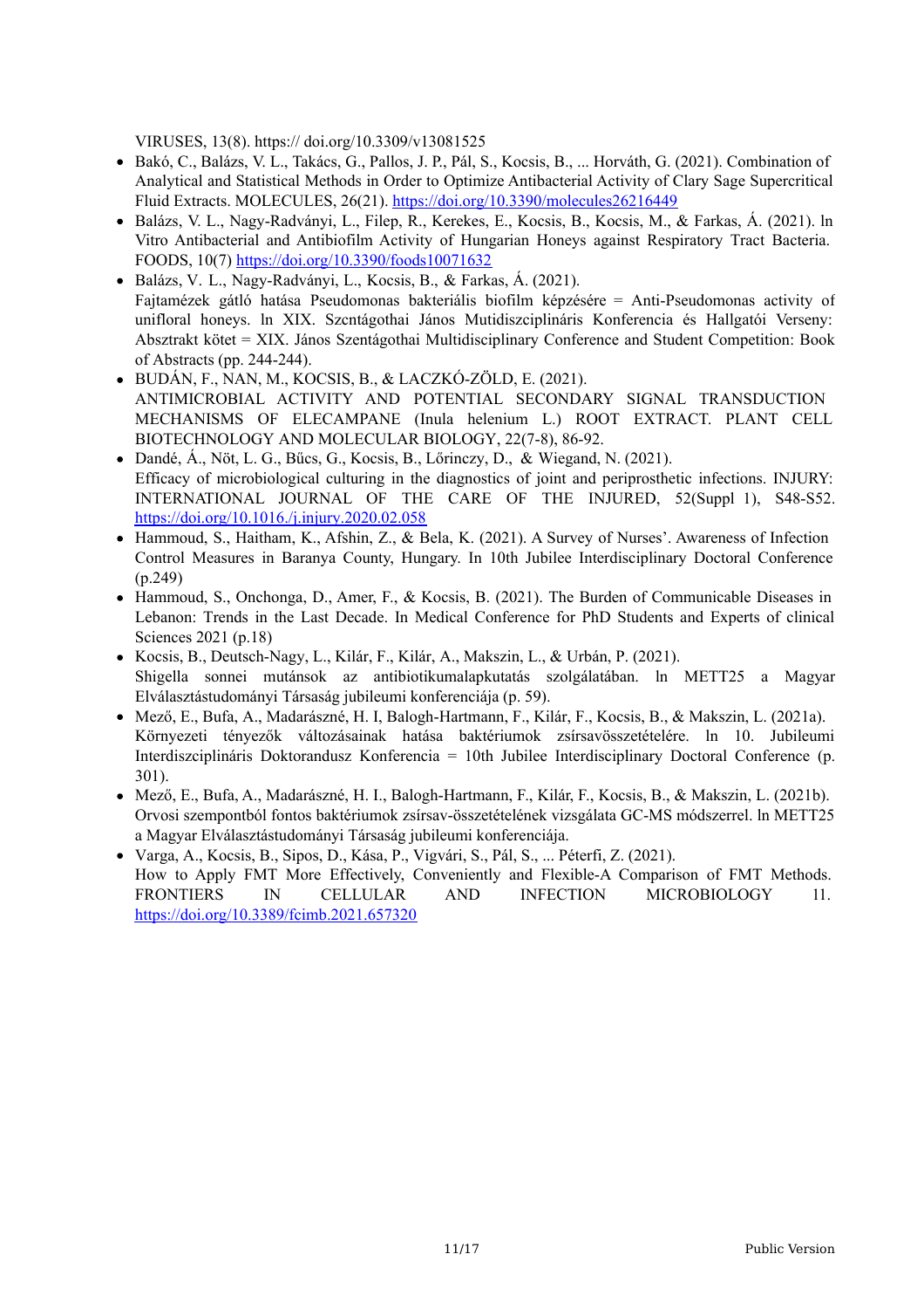VIRUSES, 13(8). https:// doi.org/10.3309/v13081525

- Bakó, C., Balázs, V. L., Takács, G., Pallos, J. P., Pál, S., Kocsis, B., ... Horváth, G. (2021). Combination of Analytical and Statistical Methods in Order to Optimize Antibacterial Activity of Clary Sage Supercritical Fluid Extracts. MOLECULES, 26(21). https://doi.org/10.3390/molecules26216449
- Balázs, V. L., Nagy-Radványi, L., Filep, R., Kerekes, E., Kocsis, B., Kocsis, M., & Farkas, Á. (2021). In Vitro Antibacterial and Antibiofilm Activity of Hungarian Honeys against Respiratory Tract Bacteria. FOODS, 10(7) https://doi.org/10.3390/foods10071632
- Balázs, V. L., Nagy-Radványi, L., Kocsis, B., & Farkas, Á. (2021). Fajtamézek gátló hatása Pseudomonas bakteriális biofilm képzésére = Anti-Pseudomonas activity of unifloral honeys. In XIX. Szcntágothai János Mutidiszciplináris Konferencia és Hallgatói Verseny: Absztrakt kötet = XIX. János Szentágothai Multidisciplinary Conference and Student Competition: Book of Abstracts (pp. 244-244).
- BUDÁN, F., NAN, M., KOCSIS, B., & LACZKÓ-ZÖLD, E. (2021). ANTIMICROBIAL ACTIVITY AND POTENTIAL SECONDARY SIGNAL TRANSDUCTION MECHANISMS OF ELECAMPANE (Inula helenium L.) ROOT EXTRACT. PLANT CELL BIOTECHNOLOGY AND MOLECULAR BIOLOGY, 22(7-8), 86-92.
- Dandé, Á., Nöt, L. G., Bűcs, G., Kocsis, B., Lőrinczy, D., & Wiegand, N. (2021). Efficacy of microbiological culturing in the diagnostics of joint and periprosthetic infections. INJURY: INTERNATIONAL JOURNAL OF THE CARE OF THE INJURED, 52(Suppl 1), S48-S52. https://doi.org/10.1016./j.injury.2020.02.058
- Hammoud, S., Haitham, K., Afshin, Z., & Bela, K. (2021). A Survey of Nurses'. Awareness of Infection Control Measures in Baranya County, Hungary. In 10th Jubilee Interdisciplinary Doctoral Conference (p.249)
- Hammoud, S., Onchonga, D., Amer, F., & Kocsis, B. (2021). The Burden of Communicable Diseases in Lebanon: Trends in the Last Decade. In Medical Conference for PhD Students and Experts of clinical Sciences 2021 (p.18)
- Kocsis, B., Deutsch-Nagy, L., Kilár, F., Kilár, A., Makszin, L., & Urbán, P. (2021). Shigella sonnei mutánsok az antibiotikumalapkutatás szolgálatában. In METT25 a Magyar Elválasztástudományi Társaság jubileumi konferenciája (p. 59).
- Mező, E., Bufa, A., Madarászné, H. I, Balogh-Hartmann, F., Kilár, F., Kocsis, B., & Makszin, L. (2021a). Környezeti tényezők változásainak hatása baktériumok zsírsavösszetételére. In 10. Jubileumi Interdiszciplináris Doktorandusz Konferencia = 10th Jubilee Interdisciplinary Doctoral Conference (p. 301).
- Mező, E., Bufa, A., Madarászné, H. I., Balogh-Hartmann, F., Kilár, F., Kocsis, B., & Makszin, L. (2021b). Orvosi szempontból fontos baktériumok zsírsav-összetételének vizsgálata GC-MS módszerrel. In METT25 a Magyar Elválasztástudományi Társaság jubileumi konferenciája.
- Varga, A., Kocsis, B., Sipos, D., Kása, P., Vigvári, S., Pál, S., ... Péterfi, Z. (2021). How to Apply FMT More Effectively, Conveniently and Flexible-A Comparison of FMT Methods. FRONTIERS IN CELLULAR AND INFECTION MICROBIOLOGY 11. https://doi.org/10.3389/fcimb.2021.657320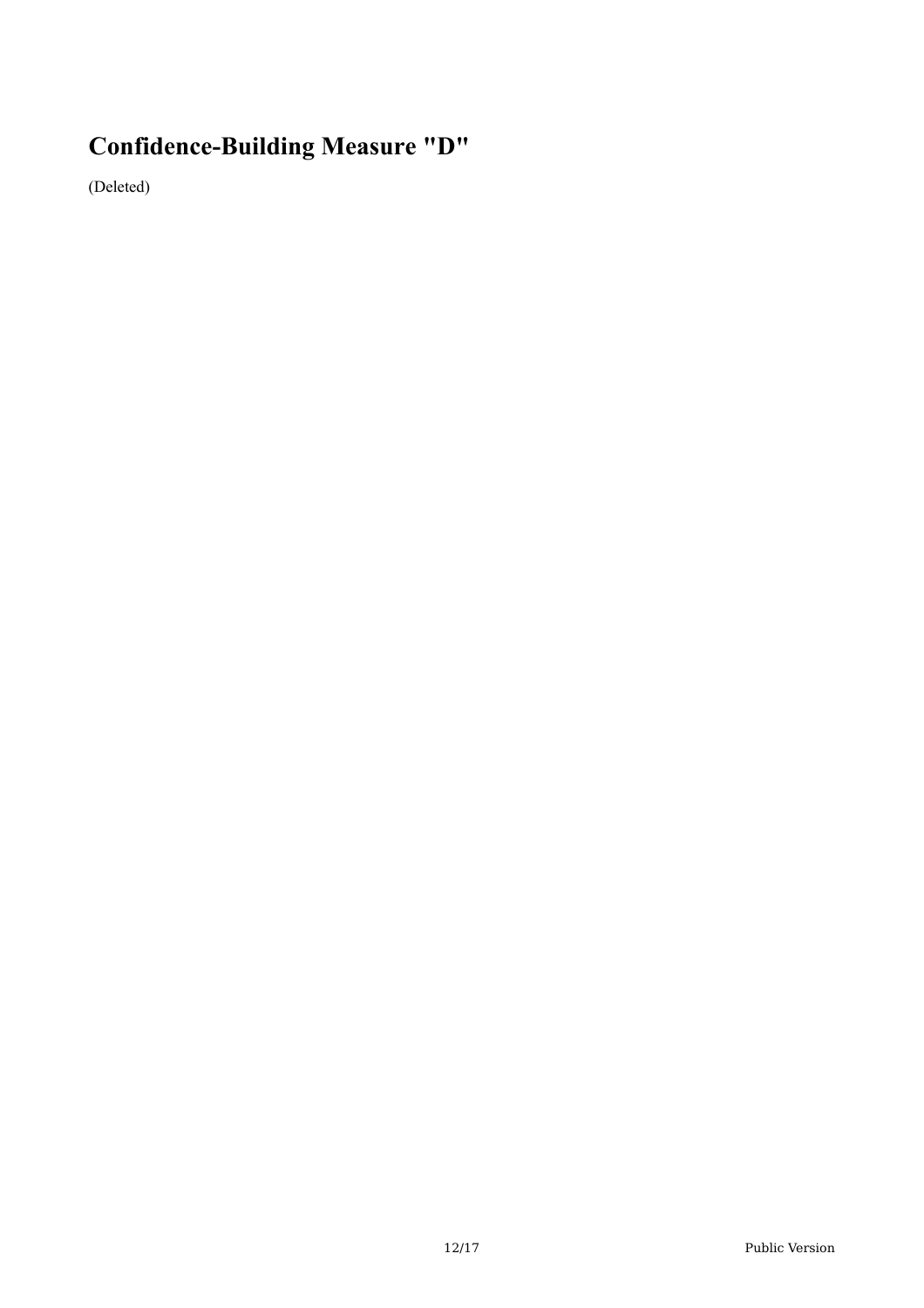# Confidence-Building Measure "D"

(Deleted)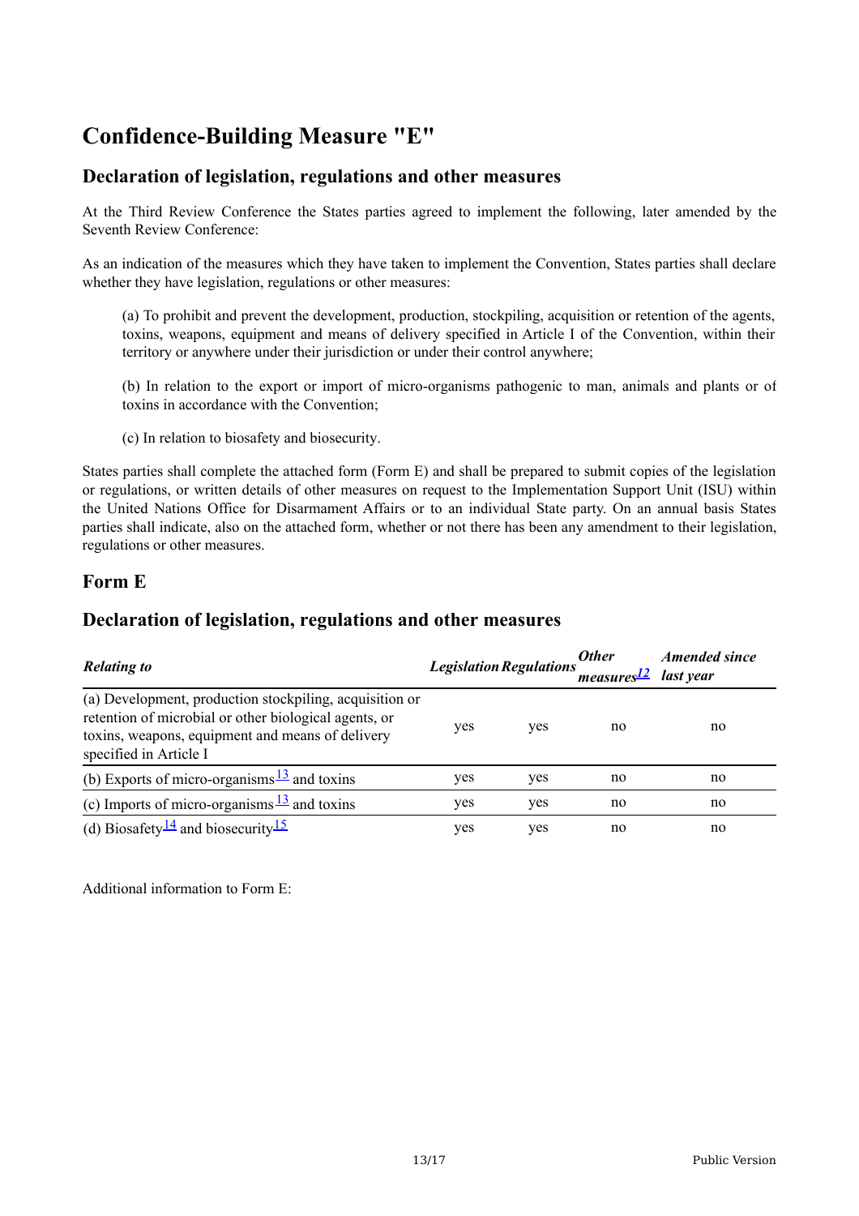# Confidence-Building Measure "E"

## Declaration of legislation, regulations and other measures

At the Third Review Conference the States parties agreed to implement the following, later amended by the Seventh Review Conference:

As an indication of the measures which they have taken to implement the Convention, States parties shall declare whether they have legislation, regulations or other measures:

> (a) To prohibit and prevent the development, production, stockpiling, acquisition or retention of the agents, toxins, weapons, equipment and means of delivery specified in Article I of the Convention, within their territory or anywhere under their jurisdiction or under their control anywhere;
>
> (b) In relation to the export or import of micro-organisms pathogenic to man, animals and plants or of toxins in accordance with the Convention;
>
> (c) In relation to biosafety and biosecurity.

States parties shall complete the attached form (Form E) and shall be prepared to submit copies of the legislation or regulations, or written details of other measures on request to the Implementation Support Unit (ISU) within the United Nations Office for Disarmament Affairs or to an individual State party. On an annual basis States parties shall indicate, also on the attached form, whether or not there has been any amendment to their legislation, regulations or other measures.

## Form E

## Declaration of legislation, regulations and other measures

| *Relating to* | *Legislation* | *Regulations* | *Other measures*[12] | *Amended since last year* |
|---|---|---|---|---|
| (a) Development, production stockpiling, acquisition or retention of microbial or other biological agents, or toxins, weapons, equipment and means of delivery specified in Article I | yes | yes | no | no |
| (b) Exports of micro-organisms[13] and toxins | yes | yes | no | no |
| (c) Imports of micro-organisms[13] and toxins | yes | yes | no | no |
| (d) Biosafety[14] and biosecurity[15] | yes | yes | no | no |

Additional information to Form E: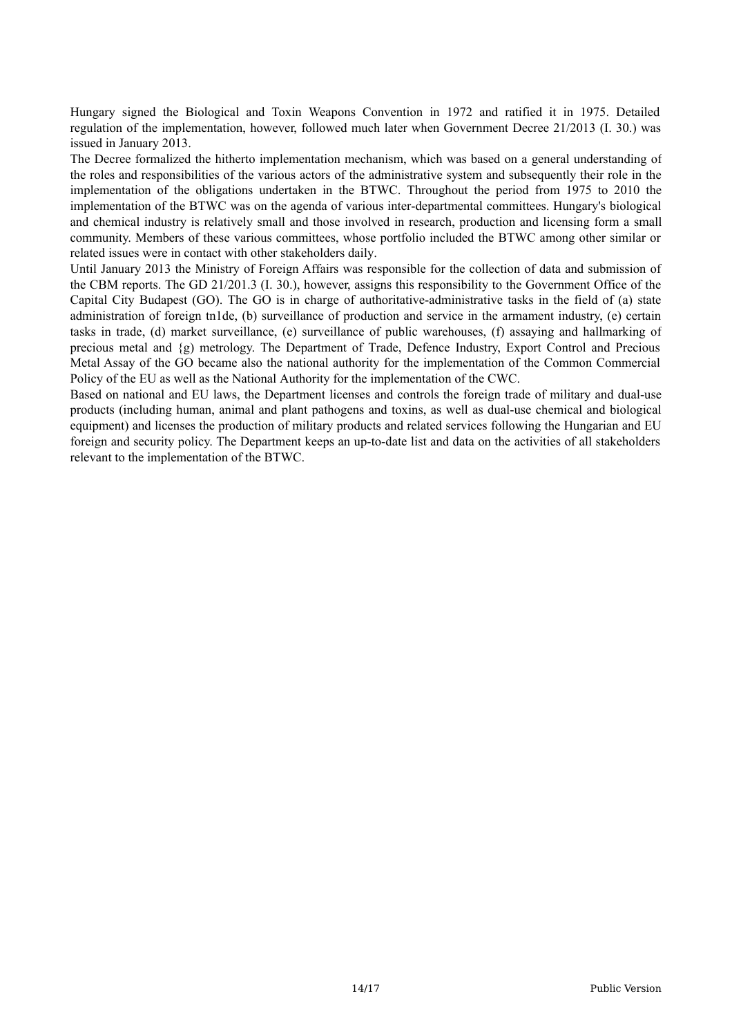Hungary signed the Biological and Toxin Weapons Convention in 1972 and ratified it in 1975. Detailed regulation of the implementation, however, followed much later when Government Decree 21/2013 (I. 30.) was issued in January 2013.

The Decree formalized the hitherto implementation mechanism, which was based on a general understanding of the roles and responsibilities of the various actors of the administrative system and subsequently their role in the implementation of the obligations undertaken in the BTWC. Throughout the period from 1975 to 2010 the implementation of the BTWC was on the agenda of various inter-departmental committees. Hungary's biological and chemical industry is relatively small and those involved in research, production and licensing form a small community. Members of these various committees, whose portfolio included the BTWC among other similar or related issues were in contact with other stakeholders daily.

Until January 2013 the Ministry of Foreign Affairs was responsible for the collection of data and submission of the CBM reports. The GD 21/201.3 (I. 30.), however, assigns this responsibility to the Government Office of the Capital City Budapest (GO). The GO is in charge of authoritative-administrative tasks in the field of (a) state administration of foreign tn1de, (b) surveillance of production and service in the armament industry, (e) certain tasks in trade, (d) market surveillance, (e) surveillance of public warehouses, (f) assaying and hallmarking of precious metal and {g) metrology. The Department of Trade, Defence Industry, Export Control and Precious Metal Assay of the GO became also the national authority for the implementation of the Common Commercial Policy of the EU as well as the National Authority for the implementation of the CWC.

Based on national and EU laws, the Department licenses and controls the foreign trade of military and dual-use products (including human, animal and plant pathogens and toxins, as well as dual-use chemical and biological equipment) and licenses the production of military products and related services following the Hungarian and EU foreign and security policy. The Department keeps an up-to-date list and data on the activities of all stakeholders relevant to the implementation of the BTWC.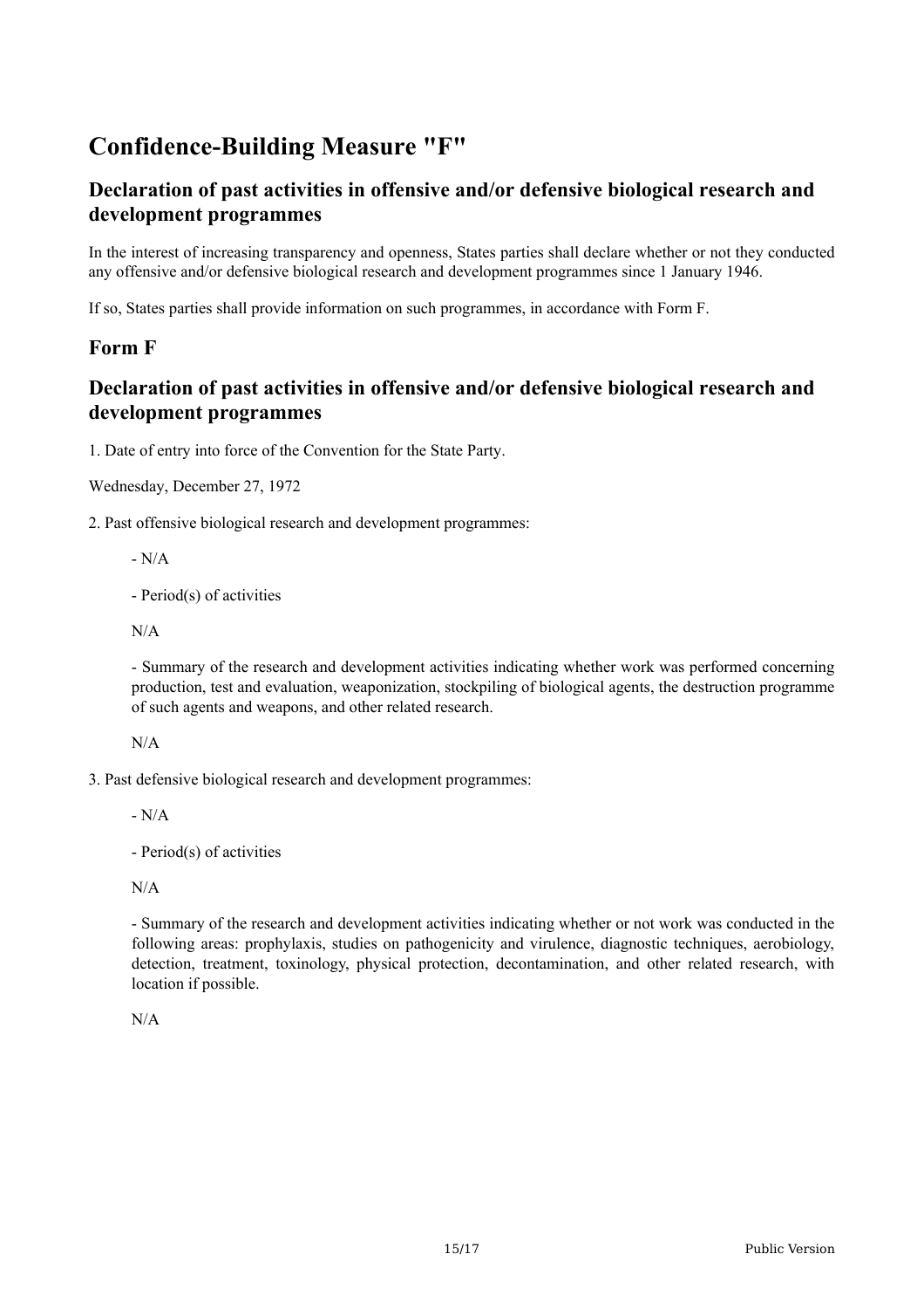# Confidence-Building Measure "F"

## Declaration of past activities in offensive and/or defensive biological research and development programmes

In the interest of increasing transparency and openness, States parties shall declare whether or not they conducted any offensive and/or defensive biological research and development programmes since 1 January 1946.

If so, States parties shall provide information on such programmes, in accordance with Form F.

## Form F

## Declaration of past activities in offensive and/or defensive biological research and development programmes

1. Date of entry into force of the Convention for the State Party.

Wednesday, December 27, 1972

2. Past offensive biological research and development programmes:

   - N/A

   - Period(s) of activities

   N/A

   - Summary of the research and development activities indicating whether work was performed concerning production, test and evaluation, weaponization, stockpiling of biological agents, the destruction programme of such agents and weapons, and other related research.

   N/A

3. Past defensive biological research and development programmes:

   - N/A

   - Period(s) of activities

   N/A

   - Summary of the research and development activities indicating whether or not work was conducted in the following areas: prophylaxis, studies on pathogenicity and virulence, diagnostic techniques, aerobiology, detection, treatment, toxinology, physical protection, decontamination, and other related research, with location if possible.

   N/A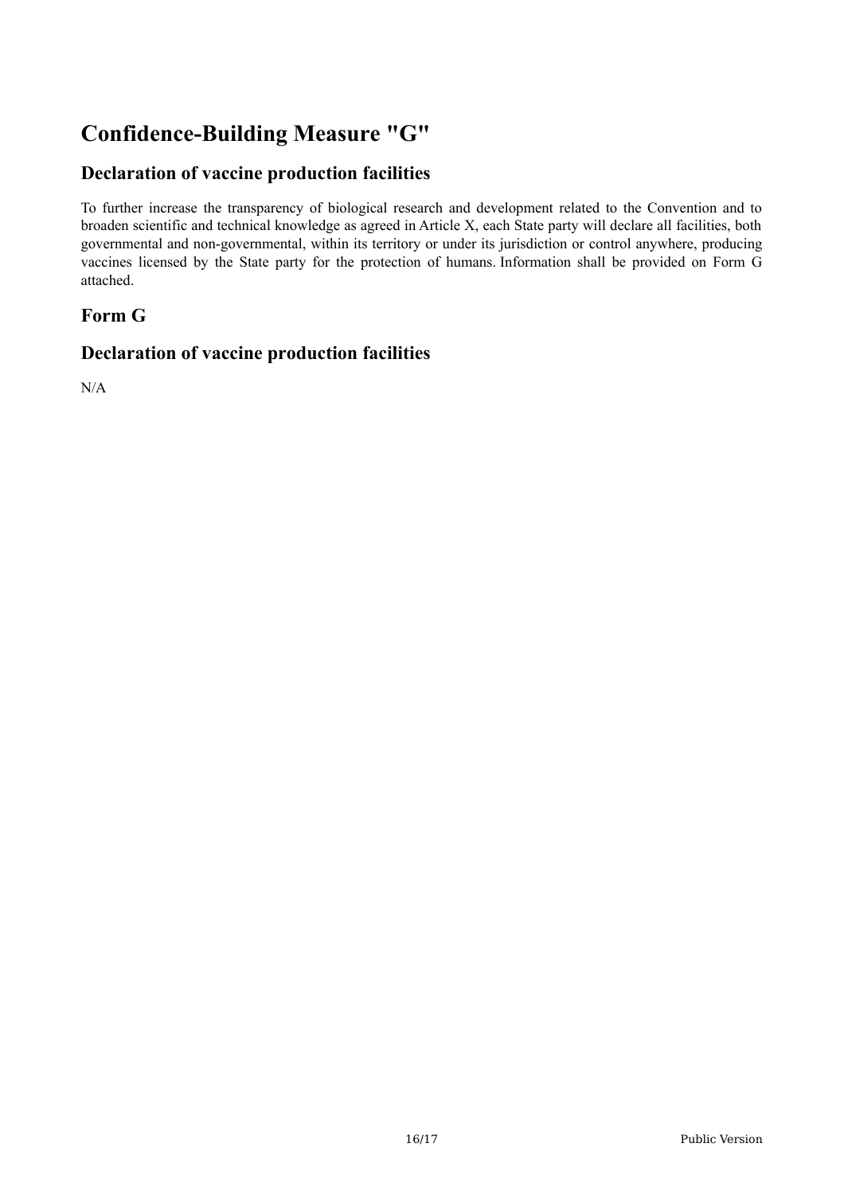# Confidence-Building Measure "G"

## Declaration of vaccine production facilities

To further increase the transparency of biological research and development related to the Convention and to broaden scientific and technical knowledge as agreed in Article X, each State party will declare all facilities, both governmental and non-governmental, within its territory or under its jurisdiction or control anywhere, producing vaccines licensed by the State party for the protection of humans. Information shall be provided on Form G attached.

## Form G

## Declaration of vaccine production facilities

N/A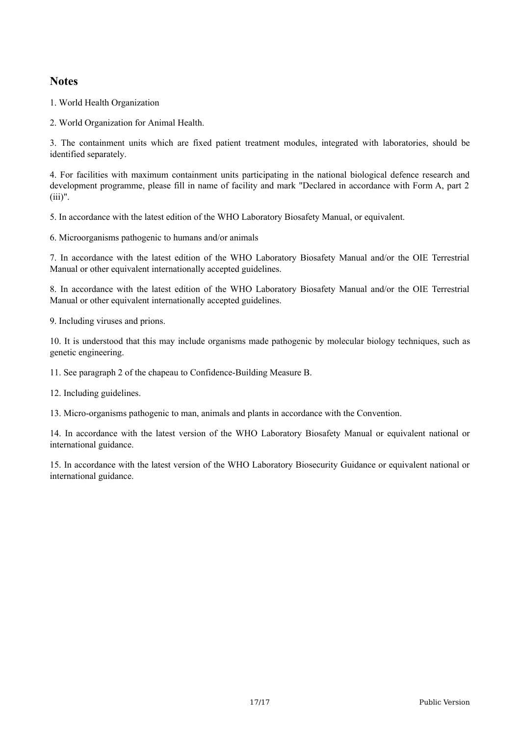## Notes

1. World Health Organization

2. World Organization for Animal Health.

3. The containment units which are fixed patient treatment modules, integrated with laboratories, should be identified separately.

4. For facilities with maximum containment units participating in the national biological defence research and development programme, please fill in name of facility and mark "Declared in accordance with Form A, part 2 (iii)".

5. In accordance with the latest edition of the WHO Laboratory Biosafety Manual, or equivalent.

6. Microorganisms pathogenic to humans and/or animals

7. In accordance with the latest edition of the WHO Laboratory Biosafety Manual and/or the OIE Terrestrial Manual or other equivalent internationally accepted guidelines.

8. In accordance with the latest edition of the WHO Laboratory Biosafety Manual and/or the OIE Terrestrial Manual or other equivalent internationally accepted guidelines.

9. Including viruses and prions.

10. It is understood that this may include organisms made pathogenic by molecular biology techniques, such as genetic engineering.

11. See paragraph 2 of the chapeau to Confidence-Building Measure B.

12. Including guidelines.

13. Micro-organisms pathogenic to man, animals and plants in accordance with the Convention.

14. In accordance with the latest version of the WHO Laboratory Biosafety Manual or equivalent national or international guidance.

15. In accordance with the latest version of the WHO Laboratory Biosecurity Guidance or equivalent national or international guidance.